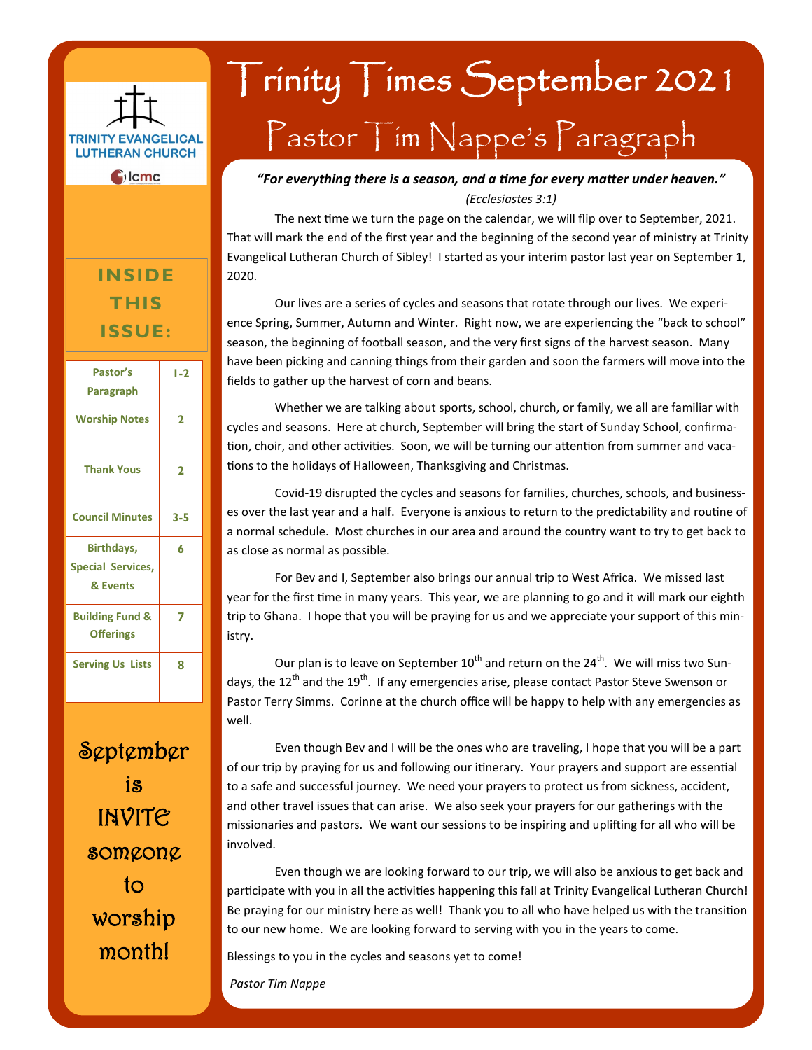TRINITY EVANGELICAL LUTHERAN CHURCH

lcmc

# Trinity Times September 2021

## Pastor Tim Nappe's Paragraph

***"For everything there is a season, and a time for every matter under heaven."***

*(Ecclesiastes 3:1)*

The next time we turn the page on the calendar, we will flip over to September, 2021. That will mark the end of the first year and the beginning of the second year of ministry at Trinity Evangelical Lutheran Church of Sibley! I started as your interim pastor last year on September 1, 2020.

Our lives are a series of cycles and seasons that rotate through our lives. We experience Spring, Summer, Autumn and Winter. Right now, we are experiencing the "back to school" season, the beginning of football season, and the very first signs of the harvest season. Many have been picking and canning things from their garden and soon the farmers will move into the fields to gather up the harvest of corn and beans.

Whether we are talking about sports, school, church, or family, we all are familiar with cycles and seasons. Here at church, September will bring the start of Sunday School, confirmation, choir, and other activities. Soon, we will be turning our attention from summer and vacations to the holidays of Halloween, Thanksgiving and Christmas.

Covid-19 disrupted the cycles and seasons for families, churches, schools, and businesses over the last year and a half. Everyone is anxious to return to the predictability and routine of a normal schedule. Most churches in our area and around the country want to try to get back to as close as normal as possible.

For Bev and I, September also brings our annual trip to West Africa. We missed last year for the first time in many years. This year, we are planning to go and it will mark our eighth trip to Ghana. I hope that you will be praying for us and we appreciate your support of this ministry.

Our plan is to leave on September 10th and return on the 24th. We will miss two Sundays, the 12th and the 19th. If any emergencies arise, please contact Pastor Steve Swenson or Pastor Terry Simms. Corinne at the church office will be happy to help with any emergencies as well.

Even though Bev and I will be the ones who are traveling, I hope that you will be a part of our trip by praying for us and following our itinerary. Your prayers and support are essential to a safe and successful journey. We need your prayers to protect us from sickness, accident, and other travel issues that can arise. We also seek your prayers for our gatherings with the missionaries and pastors. We want our sessions to be inspiring and uplifting for all who will be involved.

Even though we are looking forward to our trip, we will also be anxious to get back and participate with you in all the activities happening this fall at Trinity Evangelical Lutheran Church! Be praying for our ministry here as well! Thank you to all who have helped us with the transition to our new home. We are looking forward to serving with you in the years to come.

Blessings to you in the cycles and seasons yet to come!

*Pastor Tim Nappe*

### INSIDE THIS ISSUE:

| Section | Page |
| --- | --- |
| Pastor's Paragraph | 1-2 |
| Worship Notes | 2 |
| Thank Yous | 2 |
| Council Minutes | 3-5 |
| Birthdays, Special Services, & Events | 6 |
| Building Fund & Offerings | 7 |
| Serving Us Lists | 8 |

**September is INVITE someone to worship month!**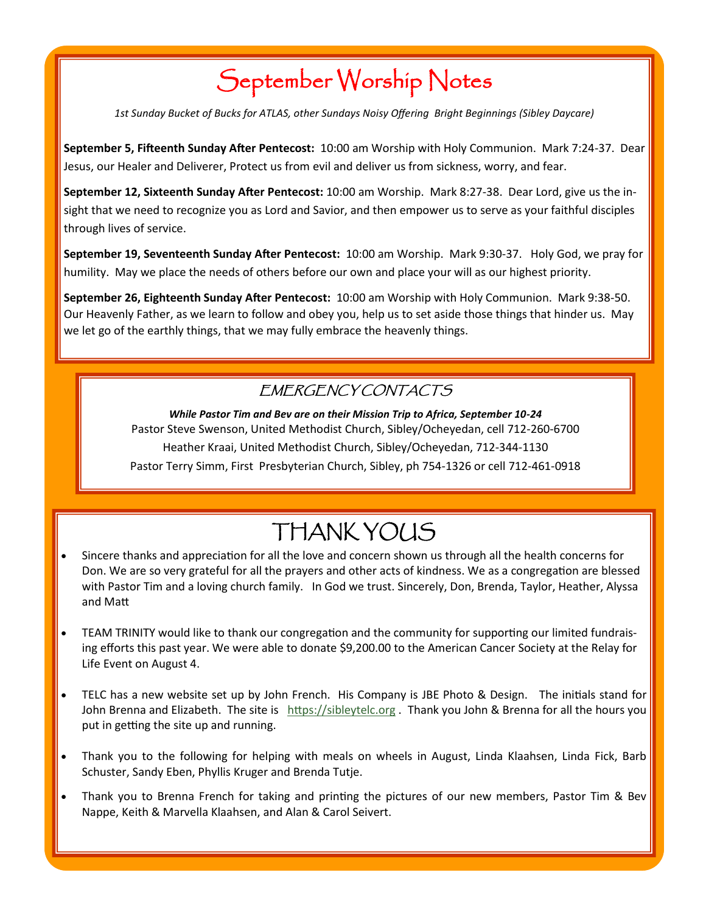# September Worship Notes

*1st Sunday Bucket of Bucks for ATLAS, other Sundays Noisy Offering Bright Beginnings (Sibley Daycare)*

**September 5, Fifteenth Sunday After Pentecost:** 10:00 am Worship with Holy Communion. Mark 7:24-37. Dear Jesus, our Healer and Deliverer, Protect us from evil and deliver us from sickness, worry, and fear.

**September 12, Sixteenth Sunday After Pentecost:** 10:00 am Worship. Mark 8:27-38. Dear Lord, give us the insight that we need to recognize you as Lord and Savior, and then empower us to serve as your faithful disciples through lives of service.

**September 19, Seventeenth Sunday After Pentecost:** 10:00 am Worship. Mark 9:30-37. Holy God, we pray for humility. May we place the needs of others before our own and place your will as our highest priority.

**September 26, Eighteenth Sunday After Pentecost:** 10:00 am Worship with Holy Communion. Mark 9:38-50. Our Heavenly Father, as we learn to follow and obey you, help us to set aside those things that hinder us. May we let go of the earthly things, that we may fully embrace the heavenly things.

## EMERGENCY CONTACTS

***While Pastor Tim and Bev are on their Mission Trip to Africa, September 10-24***

Pastor Steve Swenson, United Methodist Church, Sibley/Ocheyedan, cell 712-260-6700

Heather Kraai, United Methodist Church, Sibley/Ocheyedan, 712-344-1130

Pastor Terry Simm, First Presbyterian Church, Sibley, ph 754-1326 or cell 712-461-0918

# THANK YOUS

- Sincere thanks and appreciation for all the love and concern shown us through all the health concerns for Don. We are so very grateful for all the prayers and other acts of kindness. We as a congregation are blessed with Pastor Tim and a loving church family. In God we trust. Sincerely, Don, Brenda, Taylor, Heather, Alyssa and Matt

- TEAM TRINITY would like to thank our congregation and the community for supporting our limited fundraising efforts this past year. We were able to donate $9,200.00 to the American Cancer Society at the Relay for Life Event on August 4.

- TELC has a new website set up by John French. His Company is JBE Photo & Design. The initials stand for John Brenna and Elizabeth. The site is https://sibleytelc.org . Thank you John & Brenna for all the hours you put in getting the site up and running.

- Thank you to the following for helping with meals on wheels in August, Linda Klaahsen, Linda Fick, Barb Schuster, Sandy Eben, Phyllis Kruger and Brenda Tutje.

- Thank you to Brenna French for taking and printing the pictures of our new members, Pastor Tim & Bev Nappe, Keith & Marvella Klaahsen, and Alan & Carol Seivert.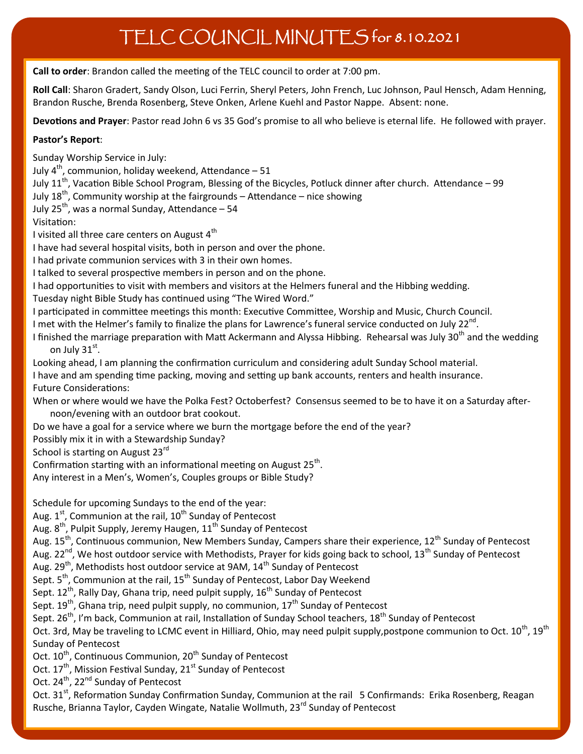# TELC COUNCIL MINUTES for 8.10.2021

**Call to order**: Brandon called the meeting of the TELC council to order at 7:00 pm.

**Roll Call**: Sharon Gradert, Sandy Olson, Luci Ferrin, Sheryl Peters, John French, Luc Johnson, Paul Hensch, Adam Henning, Brandon Rusche, Brenda Rosenberg, Steve Onken, Arlene Kuehl and Pastor Nappe. Absent: none.

**Devotions and Prayer**: Pastor read John 6 vs 35 God's promise to all who believe is eternal life. He followed with prayer.

**Pastor's Report**:

Sunday Worship Service in July:
July 4th, communion, holiday weekend, Attendance – 51
July 11th, Vacation Bible School Program, Blessing of the Bicycles, Potluck dinner after church. Attendance – 99
July 18th, Community worship at the fairgrounds – Attendance – nice showing
July 25th, was a normal Sunday, Attendance – 54
Visitation:
I visited all three care centers on August 4th
I have had several hospital visits, both in person and over the phone.
I had private communion services with 3 in their own homes.
I talked to several prospective members in person and on the phone.
I had opportunities to visit with members and visitors at the Helmers funeral and the Hibbing wedding.
Tuesday night Bible Study has continued using "The Wired Word."
I participated in committee meetings this month: Executive Committee, Worship and Music, Church Council.
I met with the Helmer's family to finalize the plans for Lawrence's funeral service conducted on July 22nd.
I finished the marriage preparation with Matt Ackermann and Alyssa Hibbing. Rehearsal was July 30th and the wedding on July 31st.
Looking ahead, I am planning the confirmation curriculum and considering adult Sunday School material.
I have and am spending time packing, moving and setting up bank accounts, renters and health insurance.
Future Considerations:
When or where would we have the Polka Fest? Octoberfest? Consensus seemed to be to have it on a Saturday afternoon/evening with an outdoor brat cookout.
Do we have a goal for a service where we burn the mortgage before the end of the year?
Possibly mix it in with a Stewardship Sunday?
School is starting on August 23rd
Confirmation starting with an informational meeting on August 25th.
Any interest in a Men's, Women's, Couples groups or Bible Study?

Schedule for upcoming Sundays to the end of the year:
Aug. 1st, Communion at the rail, 10th Sunday of Pentecost
Aug. 8th, Pulpit Supply, Jeremy Haugen, 11th Sunday of Pentecost
Aug. 15th, Continuous communion, New Members Sunday, Campers share their experience, 12th Sunday of Pentecost
Aug. 22nd, We host outdoor service with Methodists, Prayer for kids going back to school, 13th Sunday of Pentecost
Aug. 29th, Methodists host outdoor service at 9AM, 14th Sunday of Pentecost
Sept. 5th, Communion at the rail, 15th Sunday of Pentecost, Labor Day Weekend
Sept. 12th, Rally Day, Ghana trip, need pulpit supply, 16th Sunday of Pentecost
Sept. 19th, Ghana trip, need pulpit supply, no communion, 17th Sunday of Pentecost
Sept. 26th, I'm back, Communion at rail, Installation of Sunday School teachers, 18th Sunday of Pentecost
Oct. 3rd, May be traveling to LCMC event in Hilliard, Ohio, may need pulpit supply, postpone communion to Oct. 10th, 19th Sunday of Pentecost
Oct. 10th, Continuous Communion, 20th Sunday of Pentecost
Oct. 17th, Mission Festival Sunday, 21st Sunday of Pentecost
Oct. 24th, 22nd Sunday of Pentecost
Oct. 31st, Reformation Sunday Confirmation Sunday, Communion at the rail 5 Confirmands: Erika Rosenberg, Reagan Rusche, Brianna Taylor, Cayden Wingate, Natalie Wollmuth, 23rd Sunday of Pentecost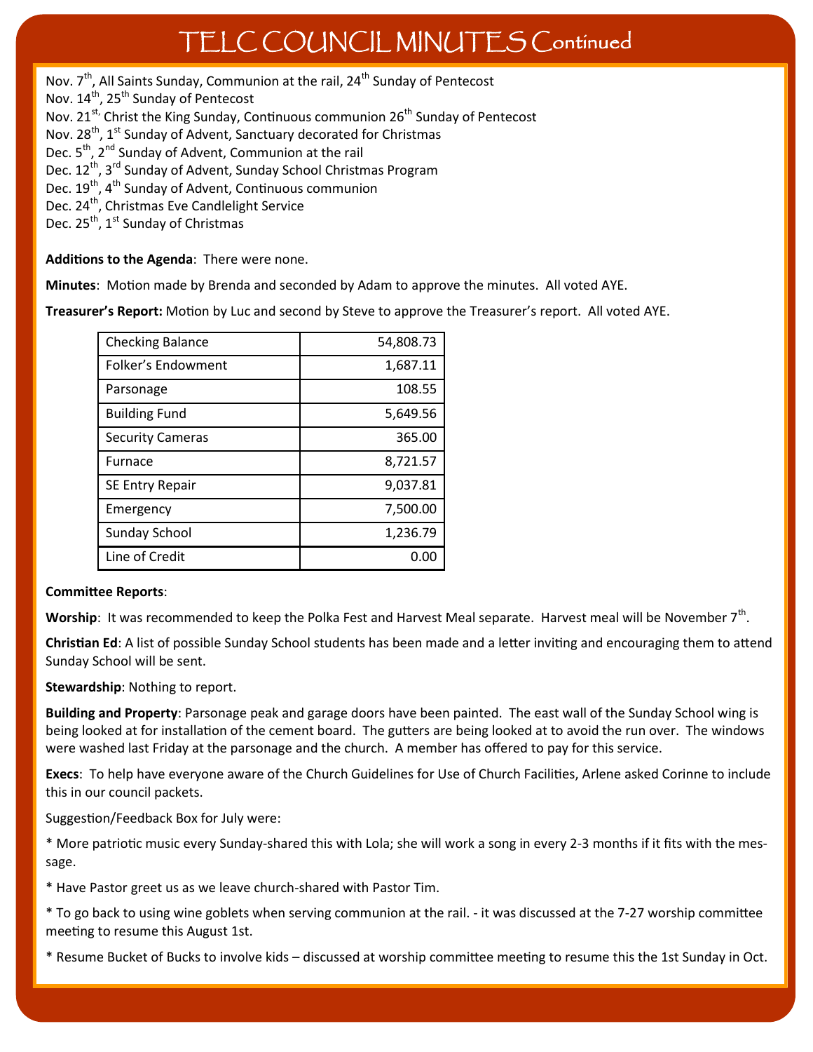# TELC COUNCIL MINUTES Continued

Nov. 7th, All Saints Sunday, Communion at the rail, 24th Sunday of Pentecost
Nov. 14th, 25th Sunday of Pentecost
Nov. 21st, Christ the King Sunday, Continuous communion 26th Sunday of Pentecost
Nov. 28th, 1st Sunday of Advent, Sanctuary decorated for Christmas
Dec. 5th, 2nd Sunday of Advent, Communion at the rail
Dec. 12th, 3rd Sunday of Advent, Sunday School Christmas Program
Dec. 19th, 4th Sunday of Advent, Continuous communion
Dec. 24th, Christmas Eve Candlelight Service
Dec. 25th, 1st Sunday of Christmas

**Additions to the Agenda**: There were none.

**Minutes**: Motion made by Brenda and seconded by Adam to approve the minutes. All voted AYE.

**Treasurer's Report:** Motion by Luc and second by Steve to approve the Treasurer's report. All voted AYE.

| | |
|---|---:|
| Checking Balance | 54,808.73 |
| Folker's Endowment | 1,687.11 |
| Parsonage | 108.55 |
| Building Fund | 5,649.56 |
| Security Cameras | 365.00 |
| Furnace | 8,721.57 |
| SE Entry Repair | 9,037.81 |
| Emergency | 7,500.00 |
| Sunday School | 1,236.79 |
| Line of Credit | 0.00 |

**Committee Reports**:

**Worship**: It was recommended to keep the Polka Fest and Harvest Meal separate. Harvest meal will be November 7th.

**Christian Ed**: A list of possible Sunday School students has been made and a letter inviting and encouraging them to attend Sunday School will be sent.

**Stewardship**: Nothing to report.

**Building and Property**: Parsonage peak and garage doors have been painted. The east wall of the Sunday School wing is being looked at for installation of the cement board. The gutters are being looked at to avoid the run over. The windows were washed last Friday at the parsonage and the church. A member has offered to pay for this service.

**Execs**: To help have everyone aware of the Church Guidelines for Use of Church Facilities, Arlene asked Corinne to include this in our council packets.

Suggestion/Feedback Box for July were:

* More patriotic music every Sunday-shared this with Lola; she will work a song in every 2-3 months if it fits with the message.

* Have Pastor greet us as we leave church-shared with Pastor Tim.

* To go back to using wine goblets when serving communion at the rail. - it was discussed at the 7-27 worship committee meeting to resume this August 1st.

* Resume Bucket of Bucks to involve kids – discussed at worship committee meeting to resume this the 1st Sunday in Oct.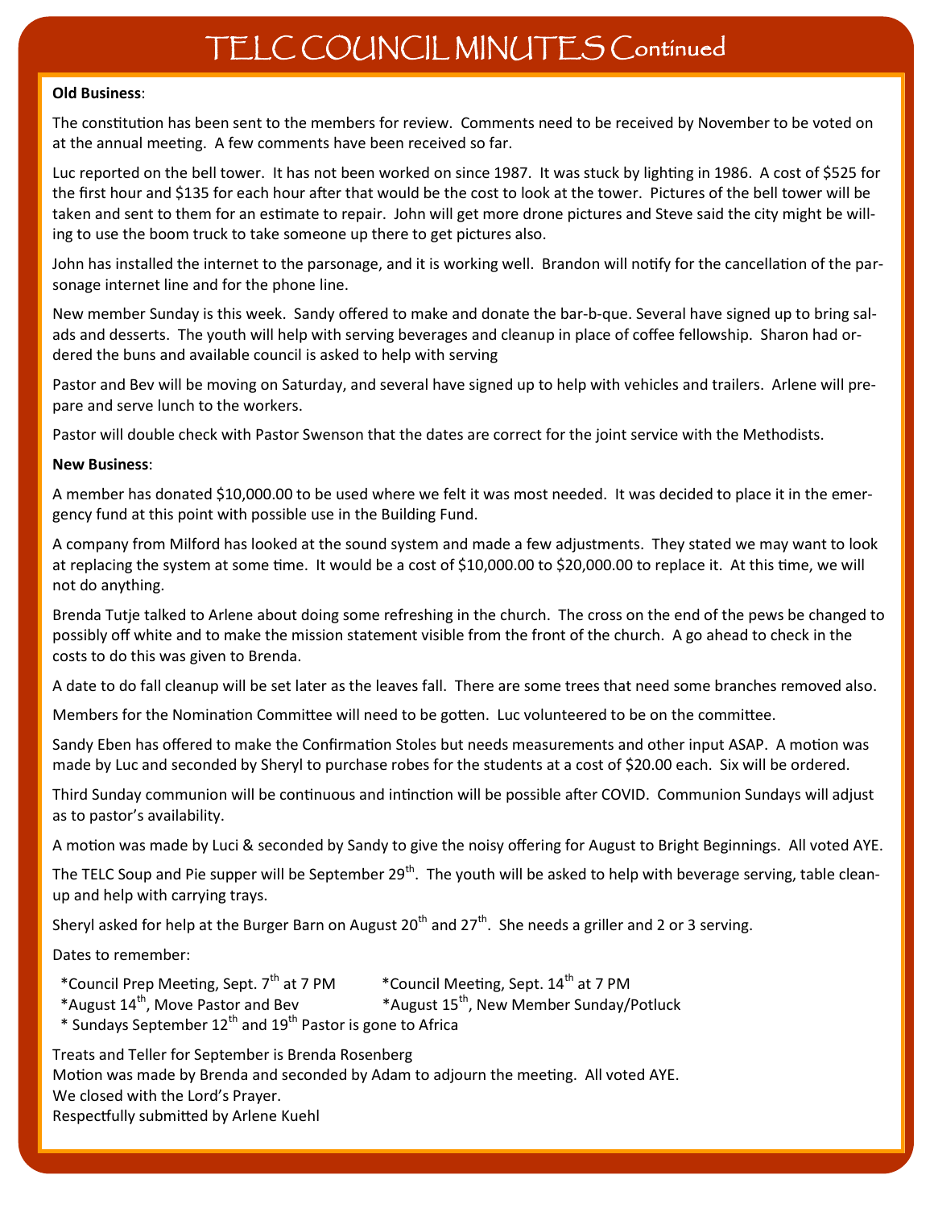# TELC COUNCIL MINUTES Continued

**Old Business**:

The constitution has been sent to the members for review. Comments need to be received by November to be voted on at the annual meeting. A few comments have been received so far.

Luc reported on the bell tower. It has not been worked on since 1987. It was stuck by lighting in 1986. A cost of $525 for the first hour and $135 for each hour after that would be the cost to look at the tower. Pictures of the bell tower will be taken and sent to them for an estimate to repair. John will get more drone pictures and Steve said the city might be willing to use the boom truck to take someone up there to get pictures also.

John has installed the internet to the parsonage, and it is working well. Brandon will notify for the cancellation of the parsonage internet line and for the phone line.

New member Sunday is this week. Sandy offered to make and donate the bar-b-que. Several have signed up to bring salads and desserts. The youth will help with serving beverages and cleanup in place of coffee fellowship. Sharon had ordered the buns and available council is asked to help with serving

Pastor and Bev will be moving on Saturday, and several have signed up to help with vehicles and trailers. Arlene will prepare and serve lunch to the workers.

Pastor will double check with Pastor Swenson that the dates are correct for the joint service with the Methodists.

**New Business**:

A member has donated $10,000.00 to be used where we felt it was most needed. It was decided to place it in the emergency fund at this point with possible use in the Building Fund.

A company from Milford has looked at the sound system and made a few adjustments. They stated we may want to look at replacing the system at some time. It would be a cost of $10,000.00 to $20,000.00 to replace it. At this time, we will not do anything.

Brenda Tutje talked to Arlene about doing some refreshing in the church. The cross on the end of the pews be changed to possibly off white and to make the mission statement visible from the front of the church. A go ahead to check in the costs to do this was given to Brenda.

A date to do fall cleanup will be set later as the leaves fall. There are some trees that need some branches removed also.

Members for the Nomination Committee will need to be gotten. Luc volunteered to be on the committee.

Sandy Eben has offered to make the Confirmation Stoles but needs measurements and other input ASAP. A motion was made by Luc and seconded by Sheryl to purchase robes for the students at a cost of $20.00 each. Six will be ordered.

Third Sunday communion will be continuous and intinction will be possible after COVID. Communion Sundays will adjust as to pastor's availability.

A motion was made by Luci & seconded by Sandy to give the noisy offering for August to Bright Beginnings. All voted AYE.

The TELC Soup and Pie supper will be September 29th. The youth will be asked to help with beverage serving, table cleanup and help with carrying trays.

Sheryl asked for help at the Burger Barn on August 20th and 27th. She needs a griller and 2 or 3 serving.

Dates to remember:

*Council Prep Meeting, Sept. 7th at 7 PM
*Council Meeting, Sept. 14th at 7 PM
*August 14th, Move Pastor and Bev
*August 15th, New Member Sunday/Potluck
* Sundays September 12th and 19th Pastor is gone to Africa

Treats and Teller for September is Brenda Rosenberg
Motion was made by Brenda and seconded by Adam to adjourn the meeting. All voted AYE.
We closed with the Lord's Prayer.
Respectfully submitted by Arlene Kuehl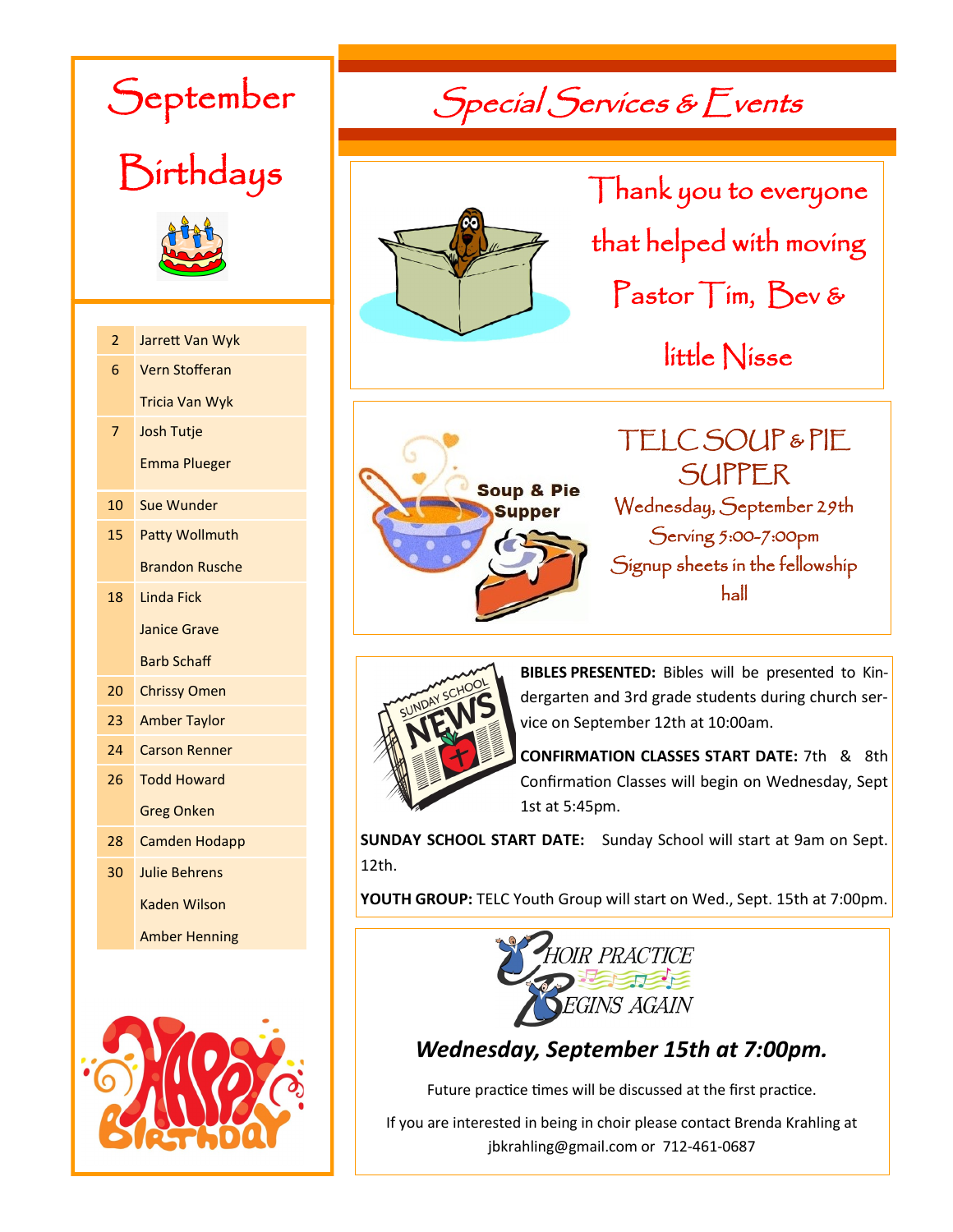# September Birthdays

| Date | Name |
|---|---|
| 2 | Jarrett Van Wyk |
| 6 | Vern Stofferan |
| | Tricia Van Wyk |
| 7 | Josh Tutje |
| | Emma Plueger |
| 10 | Sue Wunder |
| 15 | Patty Wollmuth |
| | Brandon Rusche |
| 18 | Linda Fick |
| | Janice Grave |
| | Barb Schaff |
| 20 | Chrissy Omen |
| 23 | Amber Taylor |
| 24 | Carson Renner |
| 26 | Todd Howard |
| | Greg Onken |
| 28 | Camden Hodapp |
| 30 | Julie Behrens |
| | Kaden Wilson |
| | Amber Henning |

# Special Services & Events

Thank you to everyone that helped with moving Pastor Tim, Bev & little Nisse

## TELC SOUP & PIE SUPPER

Wednesday, September 29th

Serving 5:00-7:00pm

Signup sheets in the fellowship hall

**BIBLES PRESENTED:** Bibles will be presented to Kindergarten and 3rd grade students during church service on September 12th at 10:00am.

**CONFIRMATION CLASSES START DATE:** 7th & 8th Confirmation Classes will begin on Wednesday, Sept 1st at 5:45pm.

**SUNDAY SCHOOL START DATE:** Sunday School will start at 9am on Sept. 12th.

**YOUTH GROUP:** TELC Youth Group will start on Wed., Sept. 15th at 7:00pm.

## CHOIR PRACTICE BEGINS AGAIN

***Wednesday, September 15th at 7:00pm.***

Future practice times will be discussed at the first practice.

If you are interested in being in choir please contact Brenda Krahling at jbkrahling@gmail.com or 712-461-0687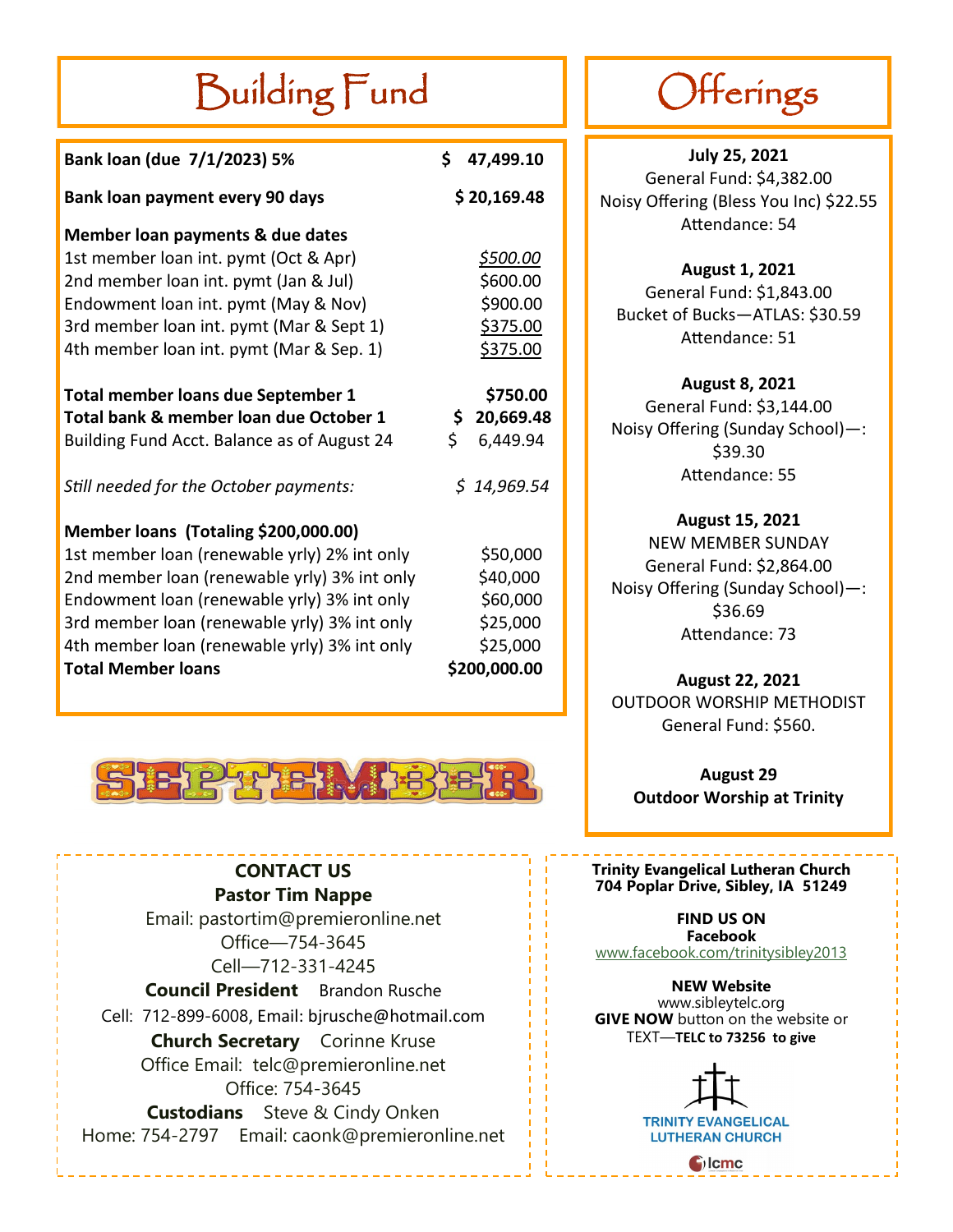# Building Fund

| | |
|---|---|
| **Bank loan (due 7/1/2023) 5%** | **$ 47,499.10** |
| **Bank loan payment every 90 days** | **$ 20,169.48** |
| **Member loan payments & due dates** | |
| 1st member loan int. pymt (Oct & Apr) | *$500.00* |
| 2nd member loan int. pymt (Jan & Jul) | $600.00 |
| Endowment loan int. pymt (May & Nov) | $900.00 |
| 3rd member loan int. pymt (Mar & Sept 1) | $375.00 |
| 4th member loan int. pymt (Mar & Sep. 1) | $375.00 |
| **Total member loans due September 1** | **$750.00** |
| **Total bank & member loan due October 1** | **$ 20,669.48** |
| Building Fund Acct. Balance as of August 24 | $ 6,449.94 |
| *Still needed for the October payments:* | *$ 14,969.54* |
| **Member loans (Totaling $200,000.00)** | |
| 1st member loan (renewable yrly) 2% int only | $50,000 |
| 2nd member loan (renewable yrly) 3% int only | $40,000 |
| Endowment loan (renewable yrly) 3% int only | $60,000 |
| 3rd member loan (renewable yrly) 3% int only | $25,000 |
| 4th member loan (renewable yrly) 3% int only | $25,000 |
| **Total Member loans** | **$200,000.00** |

# Offerings

**July 25, 2021**
General Fund: $4,382.00
Noisy Offering (Bless You Inc) $22.55
Attendance: 54

**August 1, 2021**
General Fund: $1,843.00
Bucket of Bucks—ATLAS: $30.59
Attendance: 51

**August 8, 2021**
General Fund: $3,144.00
Noisy Offering (Sunday School)—: $39.30
Attendance: 55

**August 15, 2021**
NEW MEMBER SUNDAY
General Fund: $2,864.00
Noisy Offering (Sunday School)—: $36.69
Attendance: 73

**August 22, 2021**
OUTDOOR WORSHIP METHODIST
General Fund: $560.

**August 29**
**Outdoor Worship at Trinity**

SEPTEMBER

## CONTACT US

**Pastor Tim Nappe**
Email: pastortim@premieronline.net
Office—754-3645
Cell—712-331-4245

**Council President** Brandon Rusche
Cell: 712-899-6008, Email: bjrusche@hotmail.com

**Church Secretary** Corinne Kruse
Office Email: telc@premieronline.net
Office: 754-3645

**Custodians** Steve & Cindy Onken
Home: 754-2797 Email: caonk@premieronline.net

**Trinity Evangelical Lutheran Church**
**704 Poplar Drive, Sibley, IA 51249**

**FIND US ON**
**Facebook**
www.facebook.com/trinitysibley2013

**NEW Website**
www.sibleytelc.org
**GIVE NOW** button on the website or
TEXT—**TELC to 73256 to give**

TRINITY EVANGELICAL LUTHERAN CHURCH
lcmc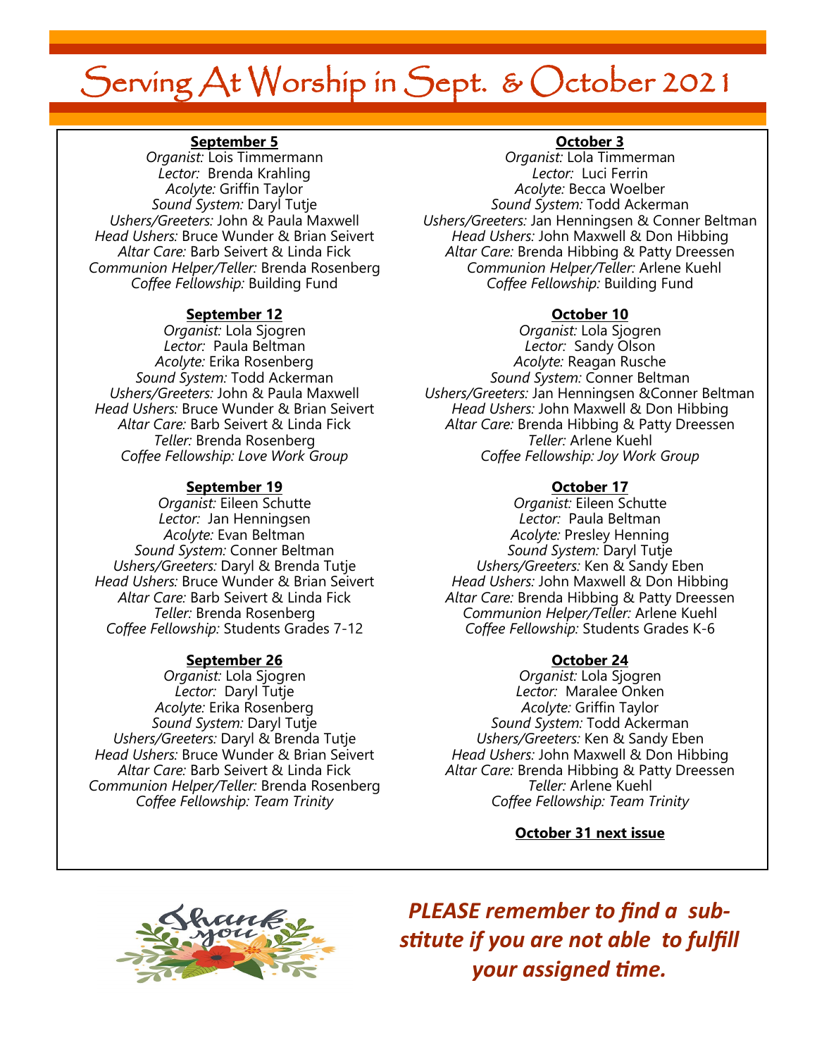# Serving At Worship in Sept. & October 2021

**September 5**

*Organist:* Lois Timmermann
*Lector:* Brenda Krahling
*Acolyte:* Griffin Taylor
*Sound System:* Daryl Tutje
*Ushers/Greeters:* John & Paula Maxwell
*Head Ushers:* Bruce Wunder & Brian Seivert
*Altar Care:* Barb Seivert & Linda Fick
*Communion Helper/Teller:* Brenda Rosenberg
*Coffee Fellowship:* Building Fund

**September 12**

*Organist:* Lola Sjogren
*Lector:* Paula Beltman
*Acolyte:* Erika Rosenberg
*Sound System:* Todd Ackerman
*Ushers/Greeters:* John & Paula Maxwell
*Head Ushers:* Bruce Wunder & Brian Seivert
*Altar Care:* Barb Seivert & Linda Fick
*Teller:* Brenda Rosenberg
*Coffee Fellowship: Love Work Group*

**September 19**

*Organist:* Eileen Schutte
*Lector:* Jan Henningsen
*Acolyte:* Evan Beltman
*Sound System:* Conner Beltman
*Ushers/Greeters:* Daryl & Brenda Tutje
*Head Ushers:* Bruce Wunder & Brian Seivert
*Altar Care:* Barb Seivert & Linda Fick
*Teller:* Brenda Rosenberg
*Coffee Fellowship:* Students Grades 7-12

**September 26**

*Organist:* Lola Sjogren
*Lector:* Daryl Tutje
*Acolyte:* Erika Rosenberg
*Sound System:* Daryl Tutje
*Ushers/Greeters:* Daryl & Brenda Tutje
*Head Ushers:* Bruce Wunder & Brian Seivert
*Altar Care:* Barb Seivert & Linda Fick
*Communion Helper/Teller:* Brenda Rosenberg
*Coffee Fellowship: Team Trinity*

**October 3**

*Organist:* Lola Timmerman
*Lector:* Luci Ferrin
*Acolyte:* Becca Woelber
*Sound System:* Todd Ackerman
*Ushers/Greeters:* Jan Henningsen & Conner Beltman
*Head Ushers:* John Maxwell & Don Hibbing
*Altar Care:* Brenda Hibbing & Patty Dreessen
*Communion Helper/Teller:* Arlene Kuehl
*Coffee Fellowship:* Building Fund

**October 10**

*Organist:* Lola Sjogren
*Lector:* Sandy Olson
*Acolyte:* Reagan Rusche
*Sound System:* Conner Beltman
*Ushers/Greeters:* Jan Henningsen &Conner Beltman
*Head Ushers:* John Maxwell & Don Hibbing
*Altar Care:* Brenda Hibbing & Patty Dreessen
*Teller:* Arlene Kuehl
*Coffee Fellowship: Joy Work Group*

**October 17**

*Organist:* Eileen Schutte
*Lector:* Paula Beltman
*Acolyte:* Presley Henning
*Sound System:* Daryl Tutje
*Ushers/Greeters:* Ken & Sandy Eben
*Head Ushers:* John Maxwell & Don Hibbing
*Altar Care:* Brenda Hibbing & Patty Dreessen
*Communion Helper/Teller:* Arlene Kuehl
*Coffee Fellowship:* Students Grades K-6

**October 24**

*Organist:* Lola Sjogren
*Lector:* Maralee Onken
*Acolyte:* Griffin Taylor
*Sound System:* Todd Ackerman
*Ushers/Greeters:* Ken & Sandy Eben
*Head Ushers:* John Maxwell & Don Hibbing
*Altar Care:* Brenda Hibbing & Patty Dreessen
*Teller:* Arlene Kuehl
*Coffee Fellowship: Team Trinity*

**October 31 next issue**

***PLEASE remember to find a substitute if you are not able to fulfill your assigned time.***